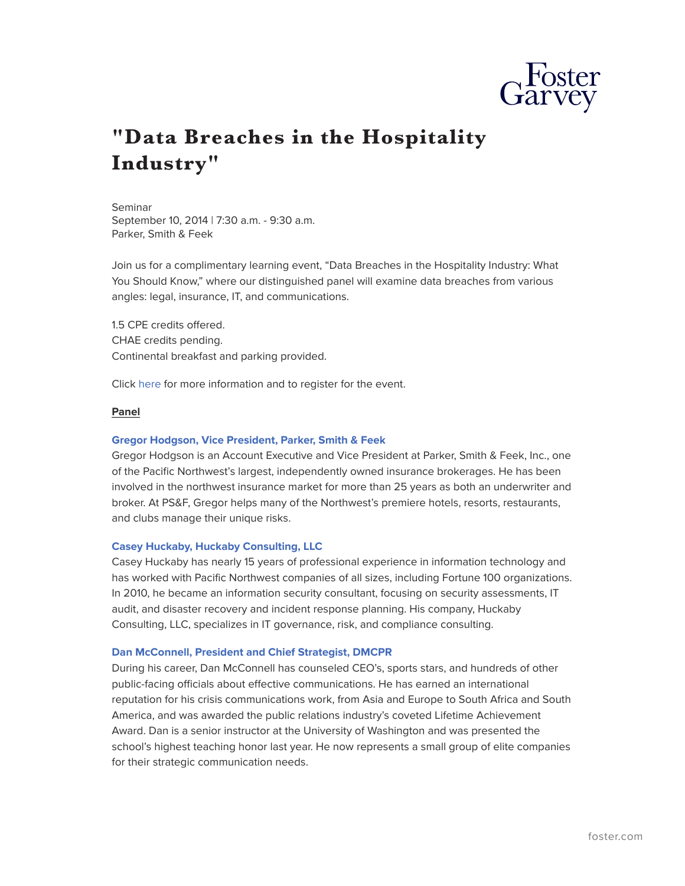# "Data Breaches in the Hospitality Industry"

Seminar
September 10, 2014 | 7:30 a.m. - 9:30 a.m.
Parker, Smith & Feek

Join us for a complimentary learning event, "Data Breaches in the Hospitality Industry: What You Should Know," where our distinguished panel will examine data breaches from various angles: legal, insurance, IT, and communications.

1.5 CPE credits offered.
CHAE credits pending.
Continental breakfast and parking provided.

Click here for more information and to register for the event.

**Panel**

**Gregor Hodgson, Vice President, Parker, Smith & Feek**

Gregor Hodgson is an Account Executive and Vice President at Parker, Smith & Feek, Inc., one of the Pacific Northwest's largest, independently owned insurance brokerages. He has been involved in the northwest insurance market for more than 25 years as both an underwriter and broker. At PS&F, Gregor helps many of the Northwest's premiere hotels, resorts, restaurants, and clubs manage their unique risks.

**Casey Huckaby, Huckaby Consulting, LLC**

Casey Huckaby has nearly 15 years of professional experience in information technology and has worked with Pacific Northwest companies of all sizes, including Fortune 100 organizations. In 2010, he became an information security consultant, focusing on security assessments, IT audit, and disaster recovery and incident response planning. His company, Huckaby Consulting, LLC, specializes in IT governance, risk, and compliance consulting.

**Dan McConnell, President and Chief Strategist, DMCPR**

During his career, Dan McConnell has counseled CEO's, sports stars, and hundreds of other public-facing officials about effective communications. He has earned an international reputation for his crisis communications work, from Asia and Europe to South Africa and South America, and was awarded the public relations industry's coveted Lifetime Achievement Award. Dan is a senior instructor at the University of Washington and was presented the school's highest teaching honor last year. He now represents a small group of elite companies for their strategic communication needs.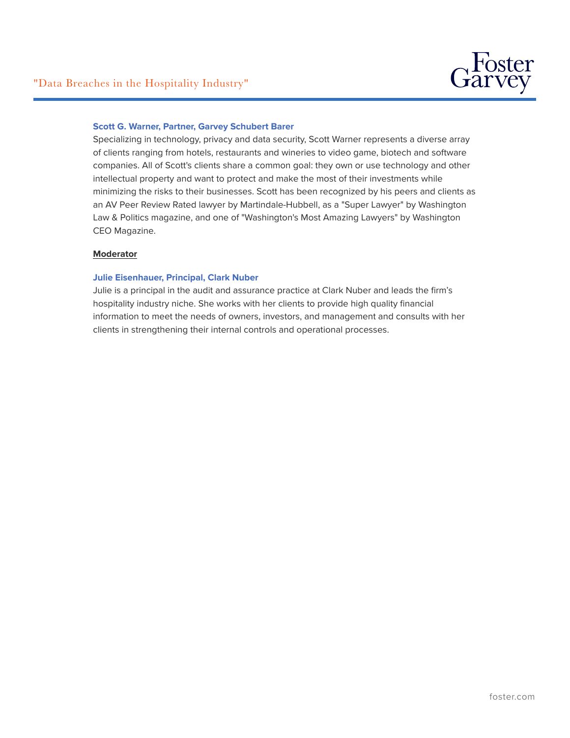**Scott G. Warner, Partner, Garvey Schubert Barer**

Specializing in technology, privacy and data security, Scott Warner represents a diverse array of clients ranging from hotels, restaurants and wineries to video game, biotech and software companies. All of Scott's clients share a common goal: they own or use technology and other intellectual property and want to protect and make the most of their investments while minimizing the risks to their businesses. Scott has been recognized by his peers and clients as an AV Peer Review Rated lawyer by Martindale-Hubbell, as a "Super Lawyer" by Washington Law & Politics magazine, and one of "Washington's Most Amazing Lawyers" by Washington CEO Magazine.

**Moderator**

**Julie Eisenhauer, Principal, Clark Nuber**

Julie is a principal in the audit and assurance practice at Clark Nuber and leads the firm's hospitality industry niche. She works with her clients to provide high quality financial information to meet the needs of owners, investors, and management and consults with her clients in strengthening their internal controls and operational processes.